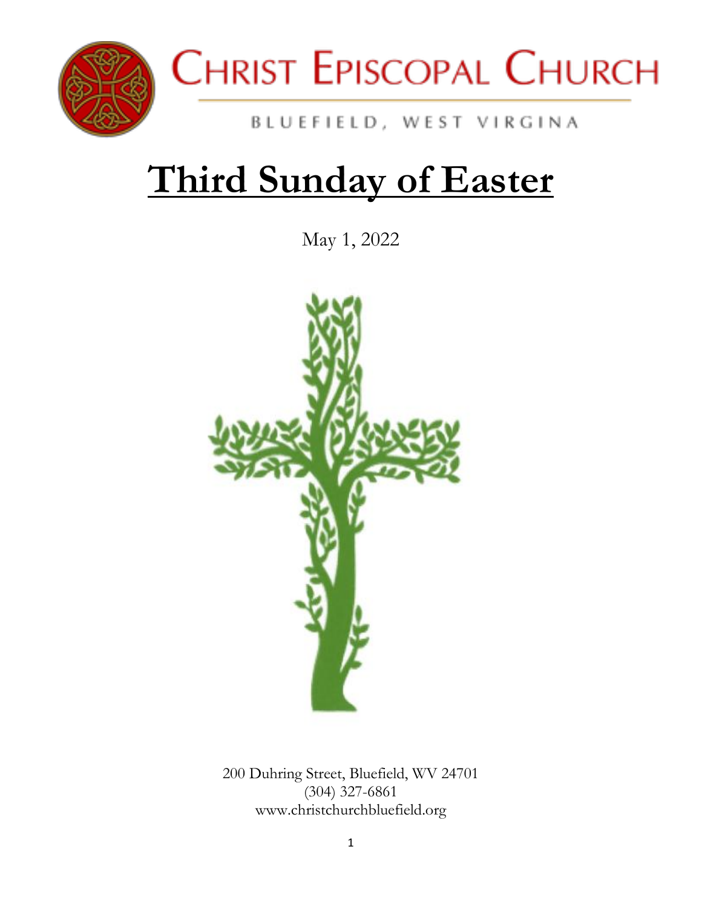# Christ Episcopal Church

BLUEFIELD, WEST VIRGINIA

# Third Sunday of Easter

May 1, 2022

200 Duhring Street, Bluefield, WV 24701
(304) 327-6861
www.christchurchbluefield.org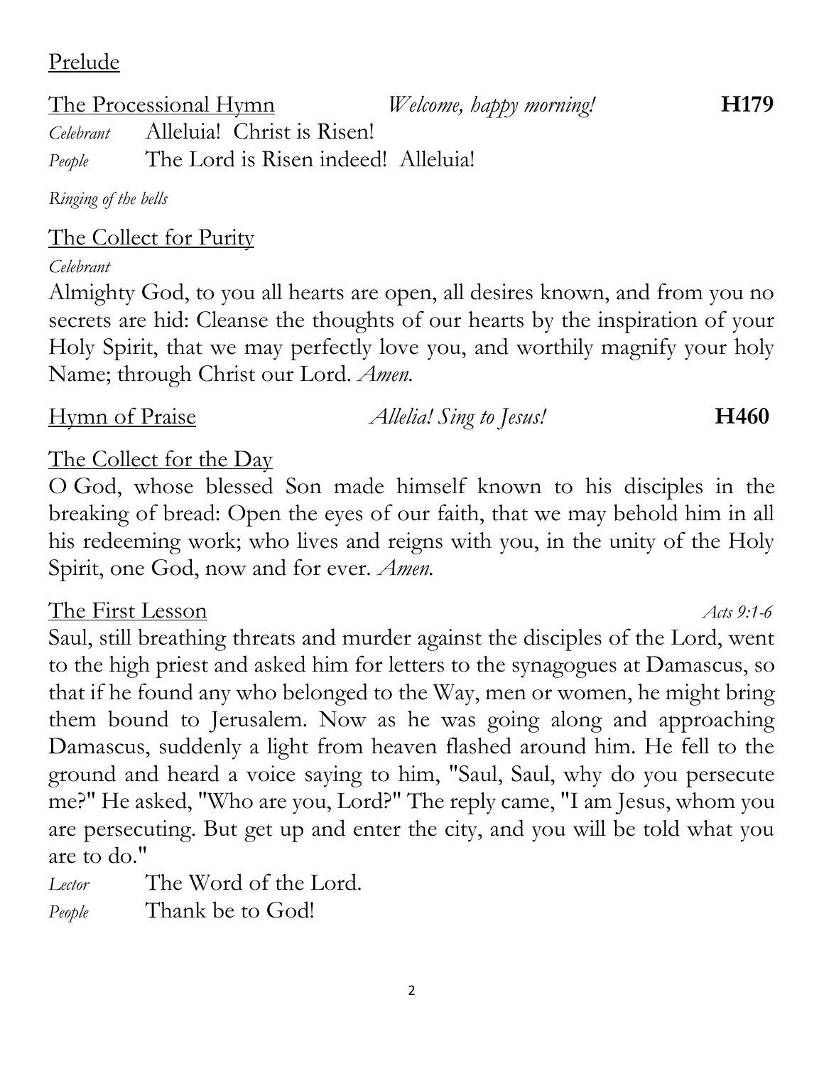Prelude

The Processional Hymn *Welcome, happy morning!* **H179**

*Celebrant* Alleluia! Christ is Risen!
*People* The Lord is Risen indeed! Alleluia!

*Ringing of the bells*

The Collect for Purity

*Celebrant*
Almighty God, to you all hearts are open, all desires known, and from you no secrets are hid: Cleanse the thoughts of our hearts by the inspiration of your Holy Spirit, that we may perfectly love you, and worthily magnify your holy Name; through Christ our Lord. *Amen.*

Hymn of Praise *Allelia! Sing to Jesus!* **H460**

The Collect for the Day

O God, whose blessed Son made himself known to his disciples in the breaking of bread: Open the eyes of our faith, that we may behold him in all his redeeming work; who lives and reigns with you, in the unity of the Holy Spirit, one God, now and for ever. *Amen.*

The First Lesson *Acts 9:1-6*

Saul, still breathing threats and murder against the disciples of the Lord, went to the high priest and asked him for letters to the synagogues at Damascus, so that if he found any who belonged to the Way, men or women, he might bring them bound to Jerusalem. Now as he was going along and approaching Damascus, suddenly a light from heaven flashed around him. He fell to the ground and heard a voice saying to him, "Saul, Saul, why do you persecute me?" He asked, "Who are you, Lord?" The reply came, "I am Jesus, whom you are persecuting. But get up and enter the city, and you will be told what you are to do."

*Lector* The Word of the Lord.
*People* Thank be to God!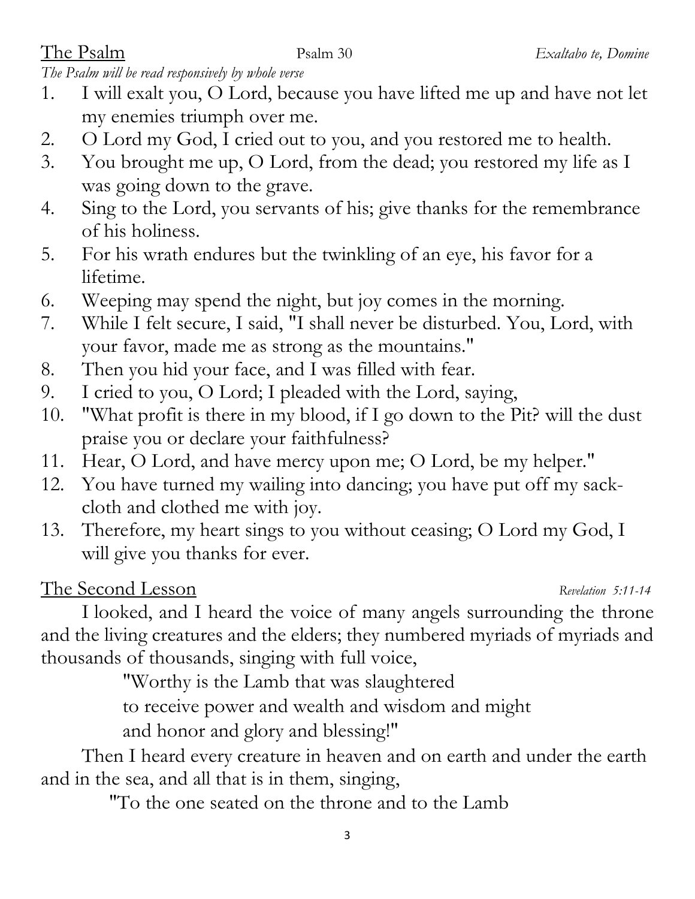## The Psalm

Psalm 30 *Exaltabo te, Domine*

*The Psalm will be read responsively by whole verse*

1. I will exalt you, O Lord, because you have lifted me up and have not let my enemies triumph over me.
2. O Lord my God, I cried out to you, and you restored me to health.
3. You brought me up, O Lord, from the dead; you restored my life as I was going down to the grave.
4. Sing to the Lord, you servants of his; give thanks for the remembrance of his holiness.
5. For his wrath endures but the twinkling of an eye, his favor for a lifetime.
6. Weeping may spend the night, but joy comes in the morning.
7. While I felt secure, I said, "I shall never be disturbed. You, Lord, with your favor, made me as strong as the mountains."
8. Then you hid your face, and I was filled with fear.
9. I cried to you, O Lord; I pleaded with the Lord, saying,
10. "What profit is there in my blood, if I go down to the Pit? will the dust praise you or declare your faithfulness?
11. Hear, O Lord, and have mercy upon me; O Lord, be my helper."
12. You have turned my wailing into dancing; you have put off my sack-cloth and clothed me with joy.
13. Therefore, my heart sings to you without ceasing; O Lord my God, I will give you thanks for ever.

## The Second Lesson

*Revelation 5:11-14*

I looked, and I heard the voice of many angels surrounding the throne and the living creatures and the elders; they numbered myriads of myriads and thousands of thousands, singing with full voice,

"Worthy is the Lamb that was slaughtered
to receive power and wealth and wisdom and might
and honor and glory and blessing!"

Then I heard every creature in heaven and on earth and under the earth and in the sea, and all that is in them, singing,

"To the one seated on the throne and to the Lamb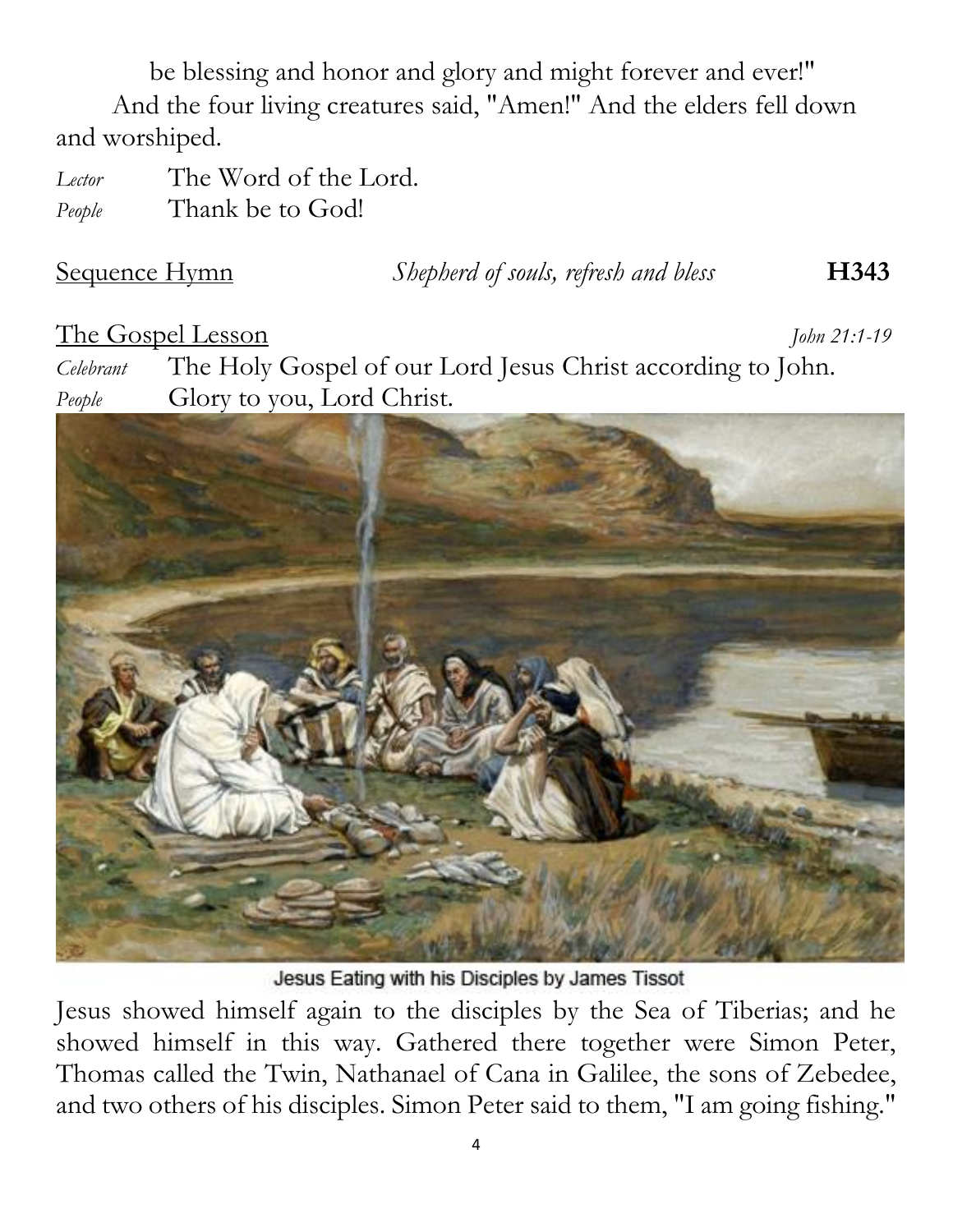be blessing and honor and glory and might forever and ever!"

And the four living creatures said, "Amen!" And the elders fell down and worshiped.

*Lector* The Word of the Lord.
*People* Thank be to God!

<u>Sequence Hymn</u> *Shepherd of souls, refresh and bless* **H343**

<u>The Gospel Lesson</u> *John 21:1-19*

*Celebrant* The Holy Gospel of our Lord Jesus Christ according to John.
*People* Glory to you, Lord Christ.

Jesus Eating with his Disciples by James Tissot

Jesus showed himself again to the disciples by the Sea of Tiberias; and he showed himself in this way. Gathered there together were Simon Peter, Thomas called the Twin, Nathanael of Cana in Galilee, the sons of Zebedee, and two others of his disciples. Simon Peter said to them, "I am going fishing."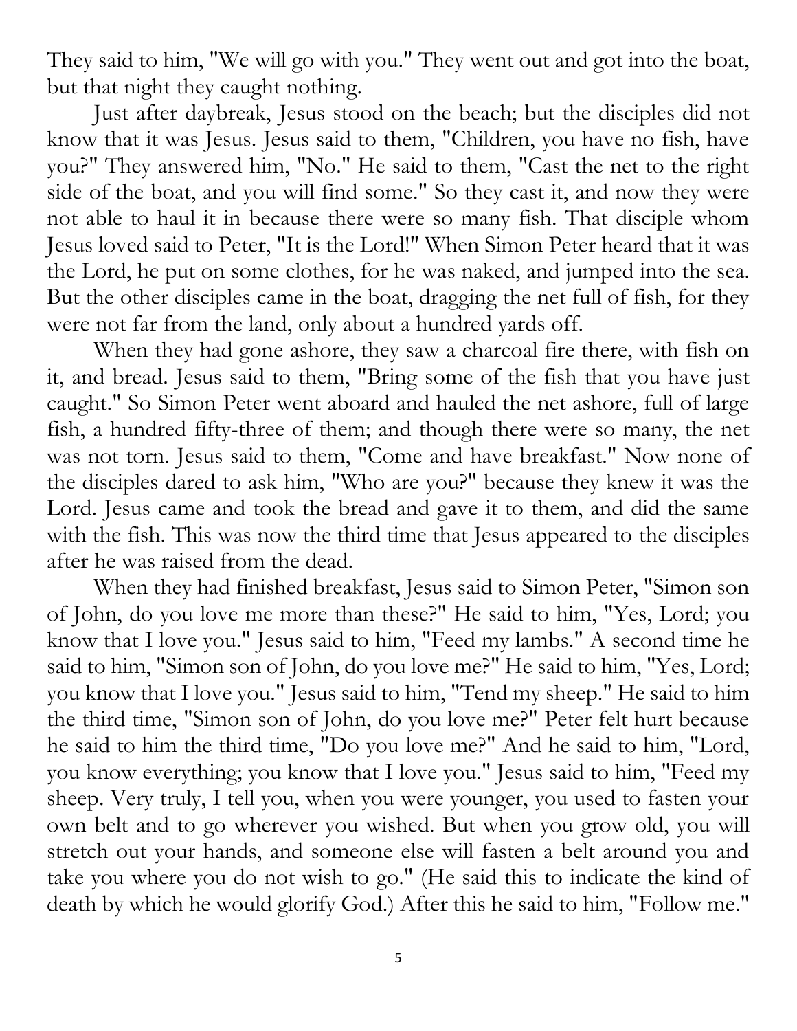They said to him, "We will go with you." They went out and got into the boat, but that night they caught nothing.

Just after daybreak, Jesus stood on the beach; but the disciples did not know that it was Jesus. Jesus said to them, "Children, you have no fish, have you?" They answered him, "No." He said to them, "Cast the net to the right side of the boat, and you will find some." So they cast it, and now they were not able to haul it in because there were so many fish. That disciple whom Jesus loved said to Peter, "It is the Lord!" When Simon Peter heard that it was the Lord, he put on some clothes, for he was naked, and jumped into the sea. But the other disciples came in the boat, dragging the net full of fish, for they were not far from the land, only about a hundred yards off.

When they had gone ashore, they saw a charcoal fire there, with fish on it, and bread. Jesus said to them, "Bring some of the fish that you have just caught." So Simon Peter went aboard and hauled the net ashore, full of large fish, a hundred fifty-three of them; and though there were so many, the net was not torn. Jesus said to them, "Come and have breakfast." Now none of the disciples dared to ask him, "Who are you?" because they knew it was the Lord. Jesus came and took the bread and gave it to them, and did the same with the fish. This was now the third time that Jesus appeared to the disciples after he was raised from the dead.

When they had finished breakfast, Jesus said to Simon Peter, "Simon son of John, do you love me more than these?" He said to him, "Yes, Lord; you know that I love you." Jesus said to him, "Feed my lambs." A second time he said to him, "Simon son of John, do you love me?" He said to him, "Yes, Lord; you know that I love you." Jesus said to him, "Tend my sheep." He said to him the third time, "Simon son of John, do you love me?" Peter felt hurt because he said to him the third time, "Do you love me?" And he said to him, "Lord, you know everything; you know that I love you." Jesus said to him, "Feed my sheep. Very truly, I tell you, when you were younger, you used to fasten your own belt and to go wherever you wished. But when you grow old, you will stretch out your hands, and someone else will fasten a belt around you and take you where you do not wish to go." (He said this to indicate the kind of death by which he would glorify God.) After this he said to him, "Follow me."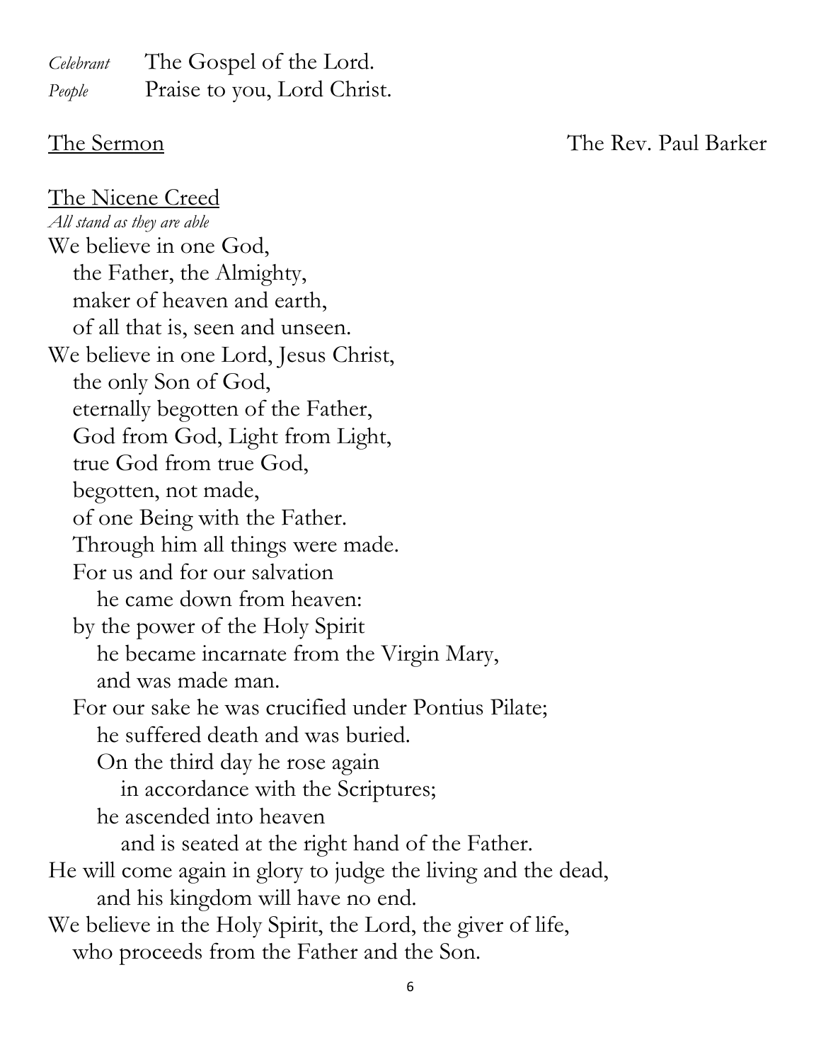*Celebrant* The Gospel of the Lord.
*People* Praise to you, Lord Christ.

The Sermon The Rev. Paul Barker

The Nicene Creed
*All stand as they are able*

We believe in one God,
the Father, the Almighty,
maker of heaven and earth,
of all that is, seen and unseen.
We believe in one Lord, Jesus Christ,
the only Son of God,
eternally begotten of the Father,
God from God, Light from Light,
true God from true God,
begotten, not made,
of one Being with the Father.
Through him all things were made.
For us and for our salvation
he came down from heaven:
by the power of the Holy Spirit
he became incarnate from the Virgin Mary,
and was made man.
For our sake he was crucified under Pontius Pilate;
he suffered death and was buried.
On the third day he rose again
in accordance with the Scriptures;
he ascended into heaven
and is seated at the right hand of the Father.
He will come again in glory to judge the living and the dead,
and his kingdom will have no end.
We believe in the Holy Spirit, the Lord, the giver of life,
who proceeds from the Father and the Son.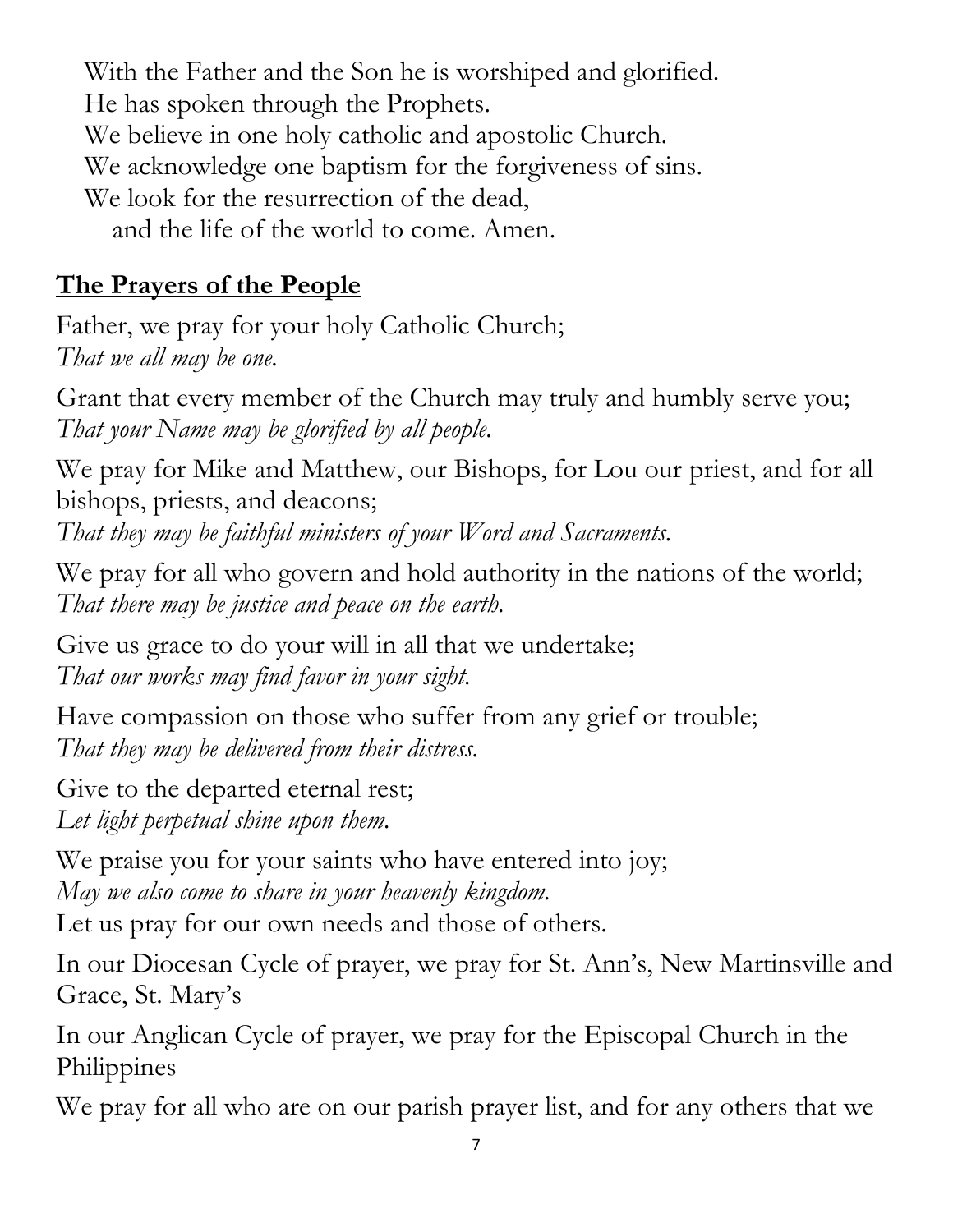With the Father and the Son he is worshiped and glorified.
He has spoken through the Prophets.
We believe in one holy catholic and apostolic Church.
We acknowledge one baptism for the forgiveness of sins.
We look for the resurrection of the dead,
and the life of the world to come. Amen.

## **The Prayers of the People**

Father, we pray for your holy Catholic Church;
*That we all may be one.*

Grant that every member of the Church may truly and humbly serve you;
*That your Name may be glorified by all people.*

We pray for Mike and Matthew, our Bishops, for Lou our priest, and for all bishops, priests, and deacons;
*That they may be faithful ministers of your Word and Sacraments.*

We pray for all who govern and hold authority in the nations of the world;
*That there may be justice and peace on the earth.*

Give us grace to do your will in all that we undertake;
*That our works may find favor in your sight.*

Have compassion on those who suffer from any grief or trouble;
*That they may be delivered from their distress.*

Give to the departed eternal rest;
*Let light perpetual shine upon them.*

We praise you for your saints who have entered into joy;
*May we also come to share in your heavenly kingdom.*
Let us pray for our own needs and those of others.

In our Diocesan Cycle of prayer, we pray for St. Ann's, New Martinsville and Grace, St. Mary's

In our Anglican Cycle of prayer, we pray for the Episcopal Church in the Philippines

We pray for all who are on our parish prayer list, and for any others that we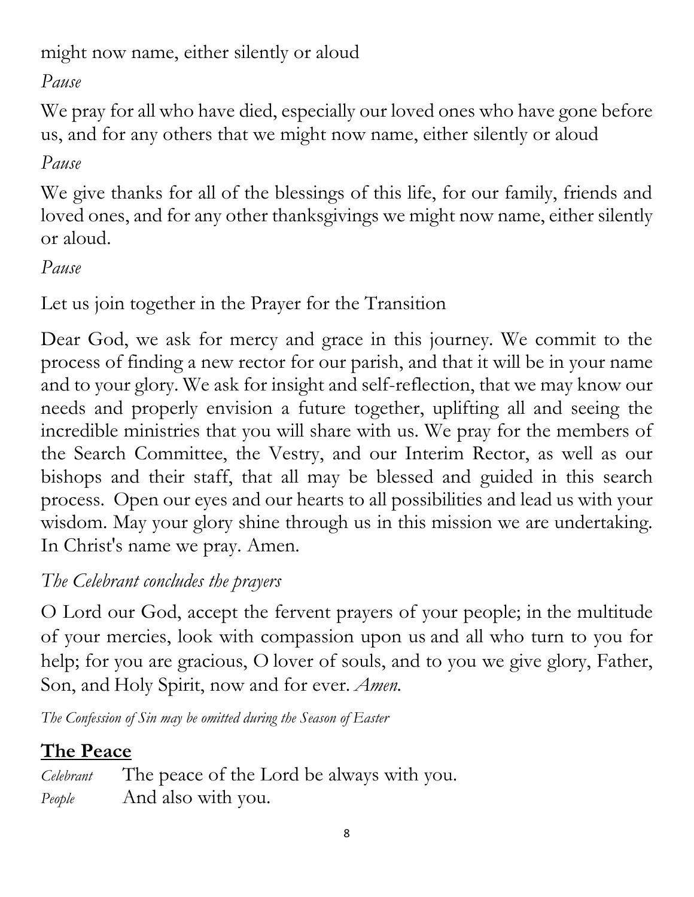might now name, either silently or aloud

*Pause*

We pray for all who have died, especially our loved ones who have gone before us, and for any others that we might now name, either silently or aloud

*Pause*

We give thanks for all of the blessings of this life, for our family, friends and loved ones, and for any other thanksgivings we might now name, either silently or aloud.

*Pause*

Let us join together in the Prayer for the Transition

Dear God, we ask for mercy and grace in this journey. We commit to the process of finding a new rector for our parish, and that it will be in your name and to your glory. We ask for insight and self-reflection, that we may know our needs and properly envision a future together, uplifting all and seeing the incredible ministries that you will share with us. We pray for the members of the Search Committee, the Vestry, and our Interim Rector, as well as our bishops and their staff, that all may be blessed and guided in this search process. Open our eyes and our hearts to all possibilities and lead us with your wisdom. May your glory shine through us in this mission we are undertaking. In Christ's name we pray. Amen.

*The Celebrant concludes the prayers*

O Lord our God, accept the fervent prayers of your people; in the multitude of your mercies, look with compassion upon us and all who turn to you for help; for you are gracious, O lover of souls, and to you we give glory, Father, Son, and Holy Spirit, now and for ever. *Amen.*

*The Confession of Sin may be omitted during the Season of Easter*

## The Peace

*Celebrant* The peace of the Lord be always with you.
*People* And also with you.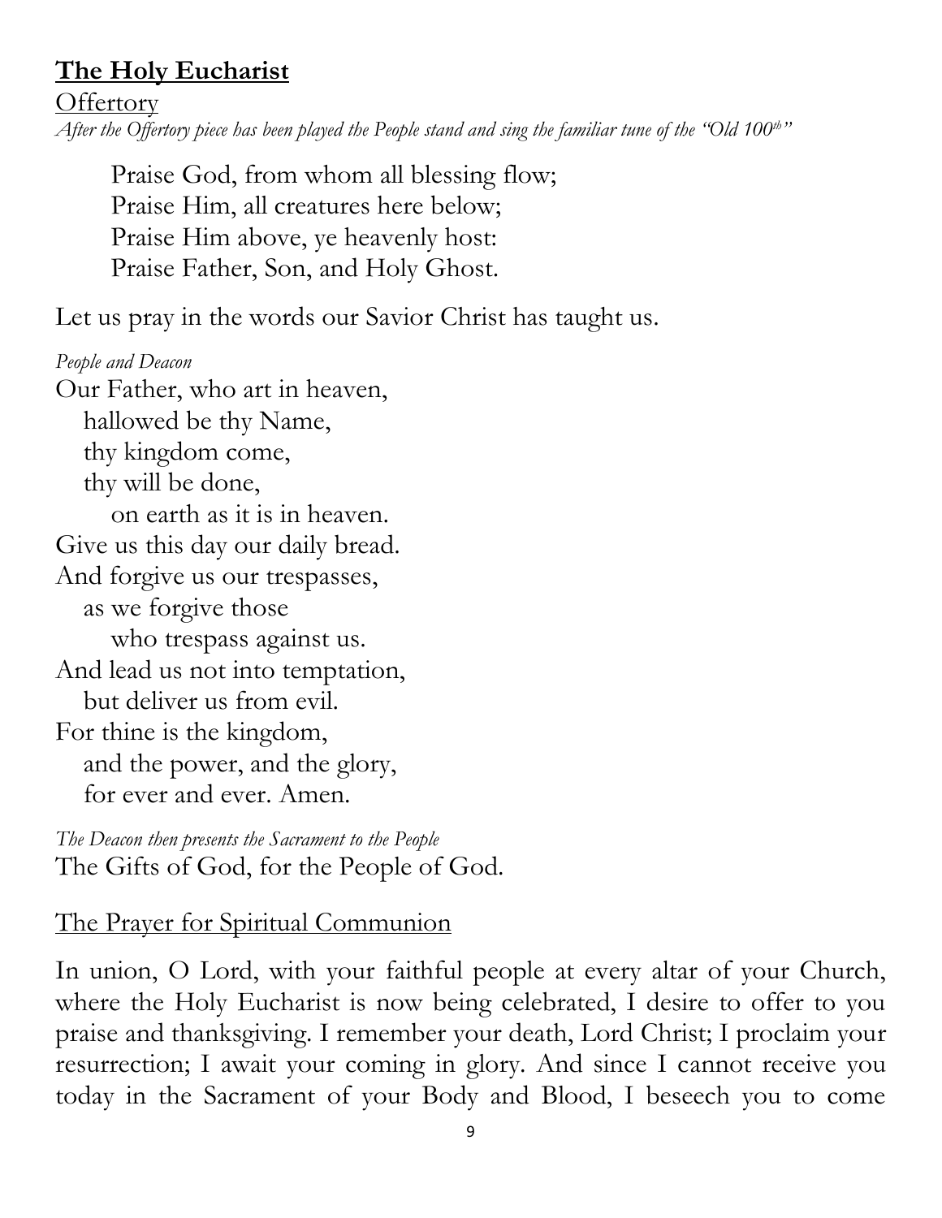## **The Holy Eucharist**

Offertory

*After the Offertory piece has been played the People stand and sing the familiar tune of the "Old 100th"*

Praise God, from whom all blessing flow;  
Praise Him, all creatures here below;  
Praise Him above, ye heavenly host:  
Praise Father, Son, and Holy Ghost.

Let us pray in the words our Savior Christ has taught us.

*People and Deacon*

Our Father, who art in heaven,  
hallowed be thy Name,  
thy kingdom come,  
thy will be done,  
on earth as it is in heaven.  
Give us this day our daily bread.  
And forgive us our trespasses,  
as we forgive those  
who trespass against us.  
And lead us not into temptation,  
but deliver us from evil.  
For thine is the kingdom,  
and the power, and the glory,  
for ever and ever. Amen.

*The Deacon then presents the Sacrament to the People*

The Gifts of God, for the People of God.

The Prayer for Spiritual Communion

In union, O Lord, with your faithful people at every altar of your Church, where the Holy Eucharist is now being celebrated, I desire to offer to you praise and thanksgiving. I remember your death, Lord Christ; I proclaim your resurrection; I await your coming in glory. And since I cannot receive you today in the Sacrament of your Body and Blood, I beseech you to come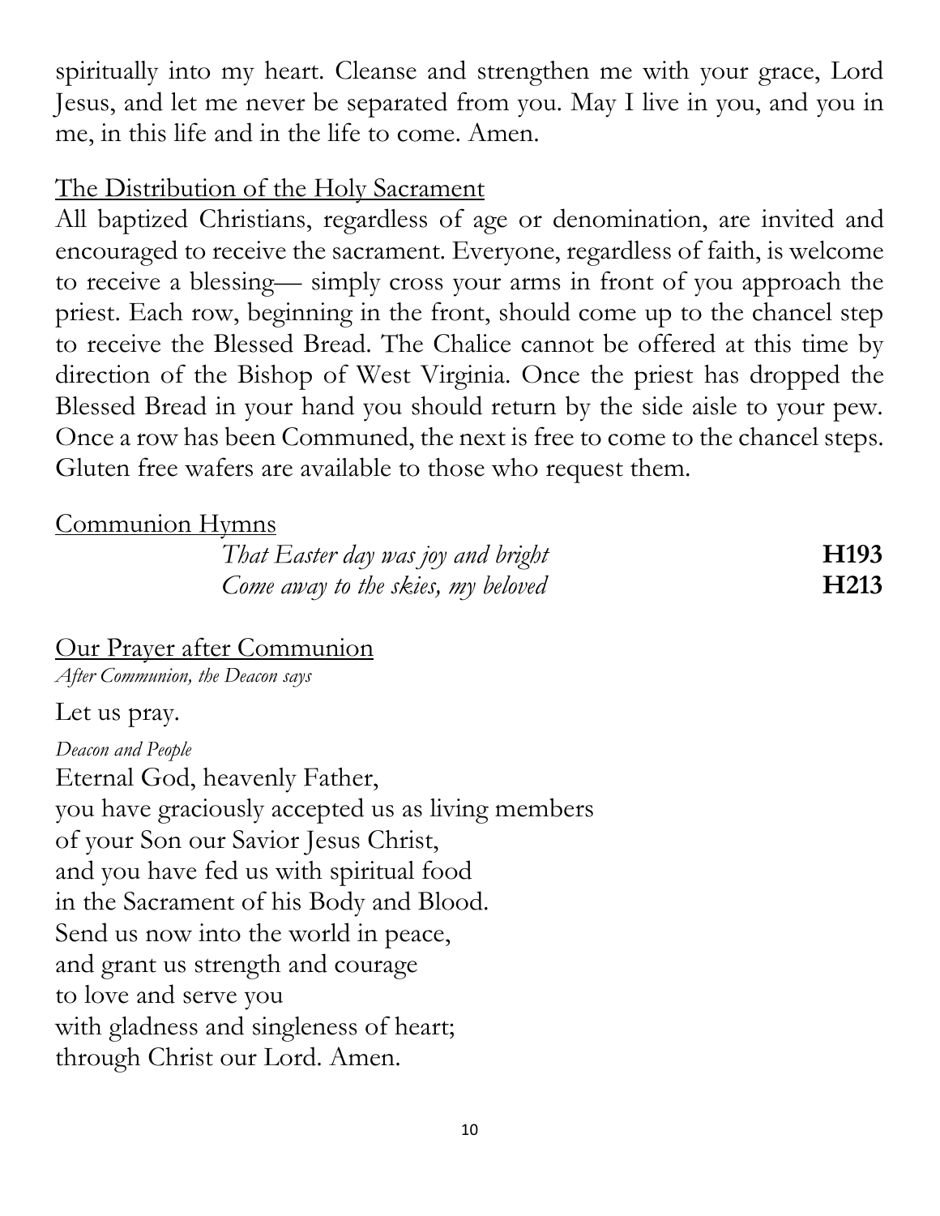spiritually into my heart. Cleanse and strengthen me with your grace, Lord Jesus, and let me never be separated from you. May I live in you, and you in me, in this life and in the life to come. Amen.

## The Distribution of the Holy Sacrament

All baptized Christians, regardless of age or denomination, are invited and encouraged to receive the sacrament. Everyone, regardless of faith, is welcome to receive a blessing— simply cross your arms in front of you approach the priest. Each row, beginning in the front, should come up to the chancel step to receive the Blessed Bread. The Chalice cannot be offered at this time by direction of the Bishop of West Virginia. Once the priest has dropped the Blessed Bread in your hand you should return by the side aisle to your pew. Once a row has been Communed, the next is free to come to the chancel steps. Gluten free wafers are available to those who request them.

## Communion Hymns

*That Easter day was joy and bright* **H193**
*Come away to the skies, my beloved* **H213**

## Our Prayer after Communion

*After Communion, the Deacon says*

Let us pray.

*Deacon and People*

Eternal God, heavenly Father,
you have graciously accepted us as living members
of your Son our Savior Jesus Christ,
and you have fed us with spiritual food
in the Sacrament of his Body and Blood.
Send us now into the world in peace,
and grant us strength and courage
to love and serve you
with gladness and singleness of heart;
through Christ our Lord. Amen.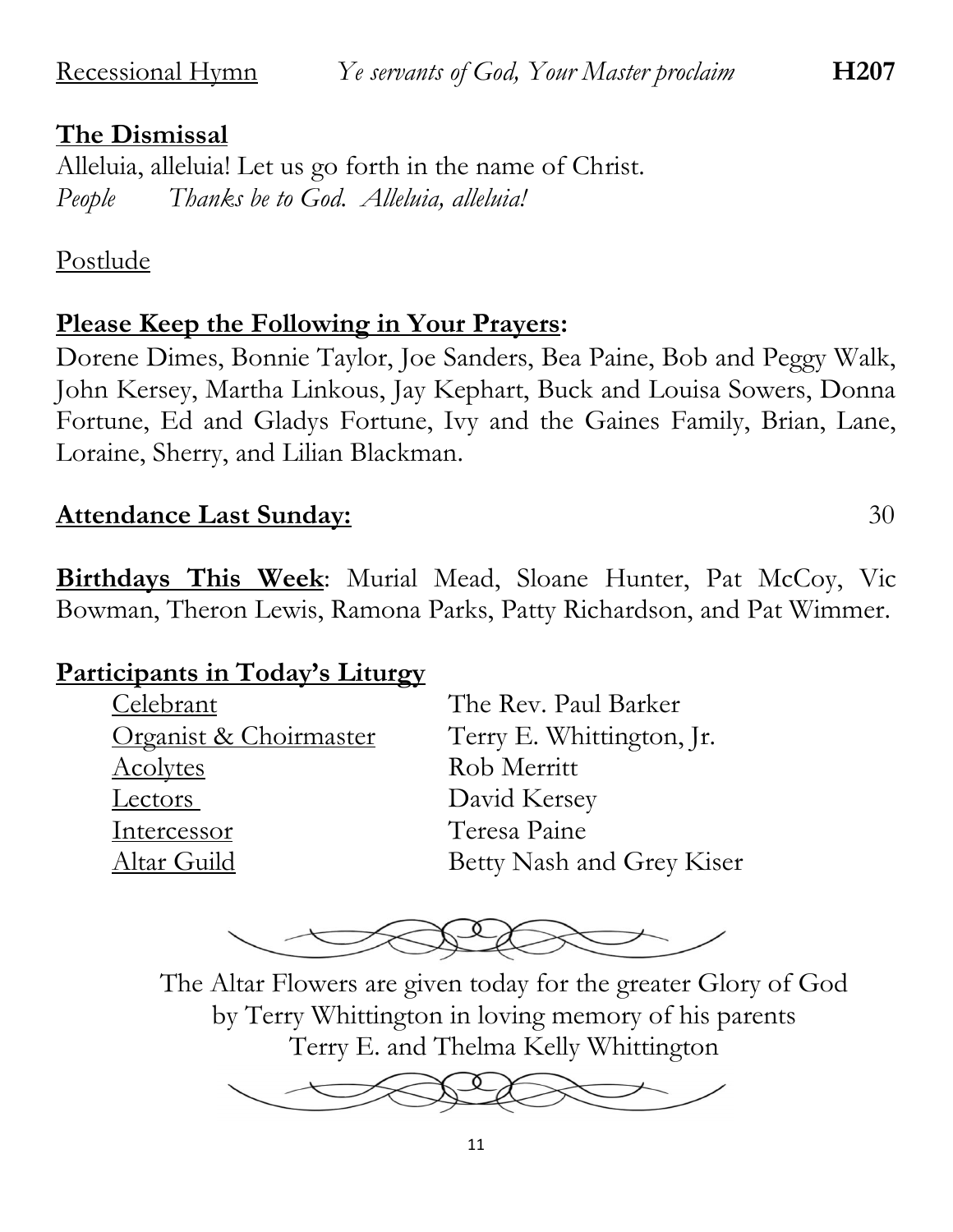Recessional Hymn *Ye servants of God, Your Master proclaim* **H207**

**The Dismissal**

Alleluia, alleluia! Let us go forth in the name of Christ.

*People Thanks be to God. Alleluia, alleluia!*

Postlude

**Please Keep the Following in Your Prayers:**

Dorene Dimes, Bonnie Taylor, Joe Sanders, Bea Paine, Bob and Peggy Walk, John Kersey, Martha Linkous, Jay Kephart, Buck and Louisa Sowers, Donna Fortune, Ed and Gladys Fortune, Ivy and the Gaines Family, Brian, Lane, Loraine, Sherry, and Lilian Blackman.

**Attendance Last Sunday:** 30

**Birthdays This Week**: Murial Mead, Sloane Hunter, Pat McCoy, Vic Bowman, Theron Lewis, Ramona Parks, Patty Richardson, and Pat Wimmer.

**Participants in Today's Liturgy**

| | |
|---|---|
| Celebrant | The Rev. Paul Barker |
| Organist & Choirmaster | Terry E. Whittington, Jr. |
| Acolytes | Rob Merritt |
| Lectors | David Kersey |
| Intercessor | Teresa Paine |
| Altar Guild | Betty Nash and Grey Kiser |

The Altar Flowers are given today for the greater Glory of God
by Terry Whittington in loving memory of his parents
Terry E. and Thelma Kelly Whittington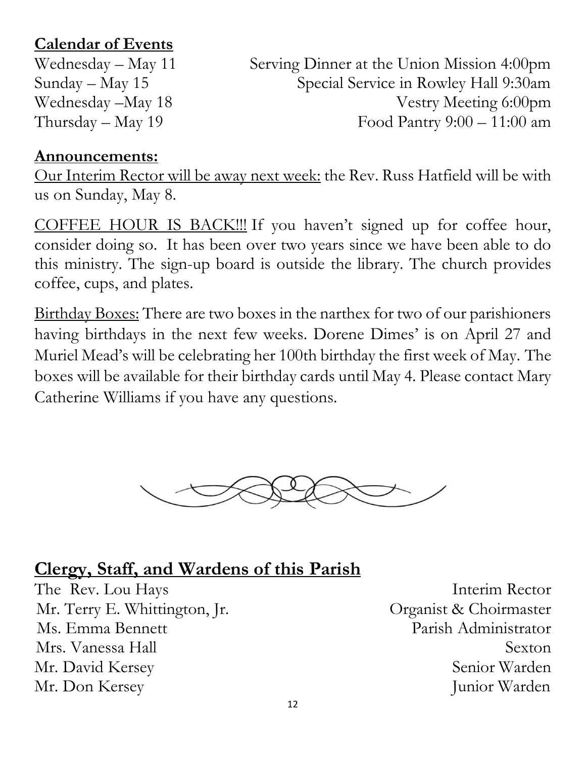**Calendar of Events**

| | |
|---|---|
| Wednesday – May 11 | Serving Dinner at the Union Mission 4:00pm |
| Sunday – May 15 | Special Service in Rowley Hall 9:30am |
| Wednesday –May 18 | Vestry Meeting 6:00pm |
| Thursday – May 19 | Food Pantry 9:00 – 11:00 am |

**Announcements:**

Our Interim Rector will be away next week: the Rev. Russ Hatfield will be with us on Sunday, May 8.

COFFEE HOUR IS BACK!!! If you haven't signed up for coffee hour, consider doing so. It has been over two years since we have been able to do this ministry. The sign-up board is outside the library. The church provides coffee, cups, and plates.

Birthday Boxes: There are two boxes in the narthex for two of our parishioners having birthdays in the next few weeks. Dorene Dimes' is on April 27 and Muriel Mead's will be celebrating her 100th birthday the first week of May. The boxes will be available for their birthday cards until May 4. Please contact Mary Catherine Williams if you have any questions.

## Clergy, Staff, and Wardens of this Parish

| | |
|---|---|
| The Rev. Lou Hays | Interim Rector |
| Mr. Terry E. Whittington, Jr. | Organist & Choirmaster |
| Ms. Emma Bennett | Parish Administrator |
| Mrs. Vanessa Hall | Sexton |
| Mr. David Kersey | Senior Warden |
| Mr. Don Kersey | Junior Warden |